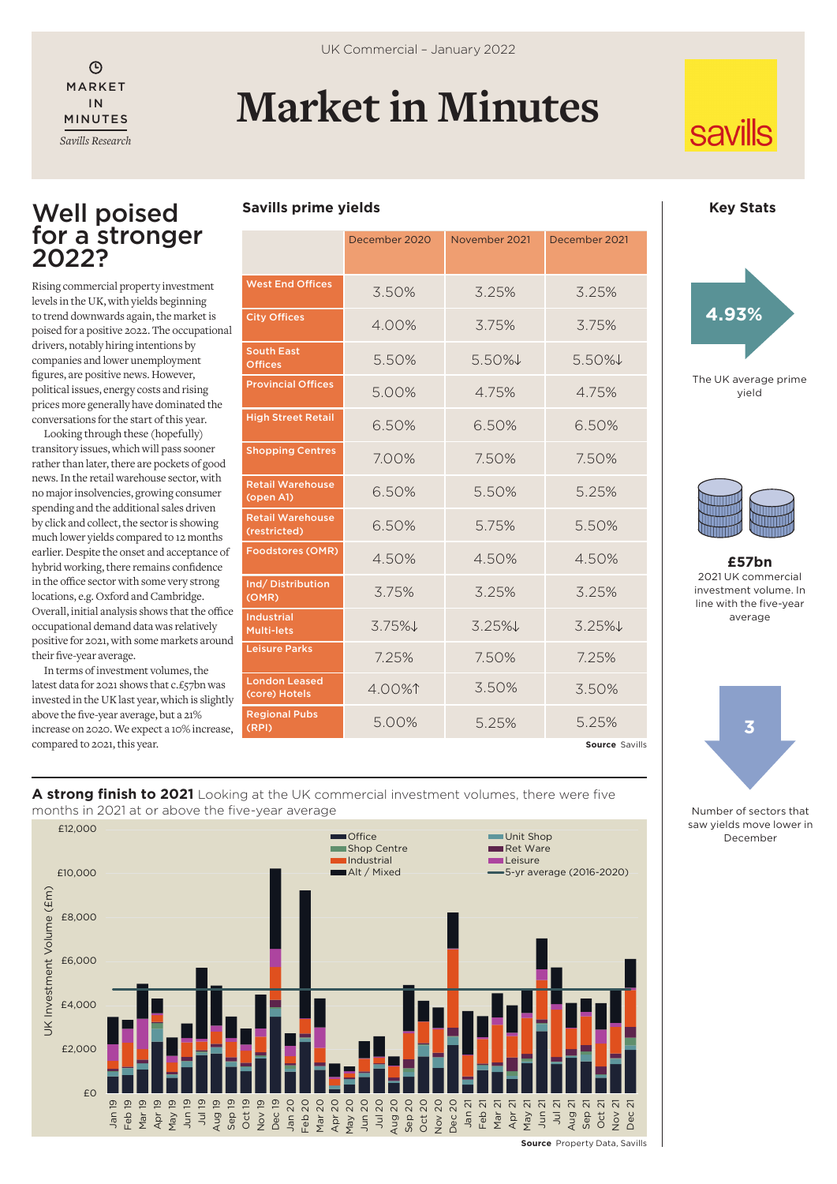UK Commercial – January 2022

MARKET IN MINUTES
*Savills Research*

# Market in Minutes

## Well poised for a stronger 2022?

Rising commercial property investment levels in the UK, with yields beginning to trend downwards again, the market is poised for a positive 2022. The occupational drivers, notably hiring intentions by companies and lower unemployment figures, are positive news. However, political issues, energy costs and rising prices more generally have dominated the conversations for the start of this year.

Looking through these (hopefully) transitory issues, which will pass sooner rather than later, there are pockets of good news. In the retail warehouse sector, with no major insolvencies, growing consumer spending and the additional sales driven by click and collect, the sector is showing much lower yields compared to 12 months earlier. Despite the onset and acceptance of hybrid working, there remains confidence in the office sector with some very strong locations, e.g. Oxford and Cambridge. Overall, initial analysis shows that the office occupational demand data was relatively positive for 2021, with some markets around their five-year average.

In terms of investment volumes, the latest data for 2021 shows that c.£57bn was invested in the UK last year, which is slightly above the five-year average, but a 21% increase on 2020. We expect a 10% increase, compared to 2021, this year.

### Savills prime yields

| | December 2020 | November 2021 | December 2021 |
|---|---|---|---|
| West End Offices | 3.50% | 3.25% | 3.25% |
| City Offices | 4.00% | 3.75% | 3.75% |
| South East Offices | 5.50% | 5.50%↓ | 5.50%↓ |
| Provincial Offices | 5.00% | 4.75% | 4.75% |
| High Street Retail | 6.50% | 6.50% | 6.50% |
| Shopping Centres | 7.00% | 7.50% | 7.50% |
| Retail Warehouse (open A1) | 6.50% | 5.50% | 5.25% |
| Retail Warehouse (restricted) | 6.50% | 5.75% | 5.50% |
| Foodstores (OMR) | 4.50% | 4.50% | 4.50% |
| Ind/ Distribution (OMR) | 3.75% | 3.25% | 3.25% |
| Industrial Multi-lets | 3.75%↓ | 3.25%↓ | 3.25%↓ |
| Leisure Parks | 7.25% | 7.50% | 7.25% |
| London Leased (core) Hotels | 4.00%↑ | 3.50% | 3.50% |
| Regional Pubs (RPI) | 5.00% | 5.25% | 5.25% |

**Source** Savills

### Key Stats

**4.93%**
The UK average prime yield

**£57bn**
2021 UK commercial investment volume. In line with the five-year average

**3**
Number of sectors that saw yields move lower in December

**A strong finish to 2021** Looking at the UK commercial investment volumes, there were five months in 2021 at or above the five-year average

**Source** Property Data, Savills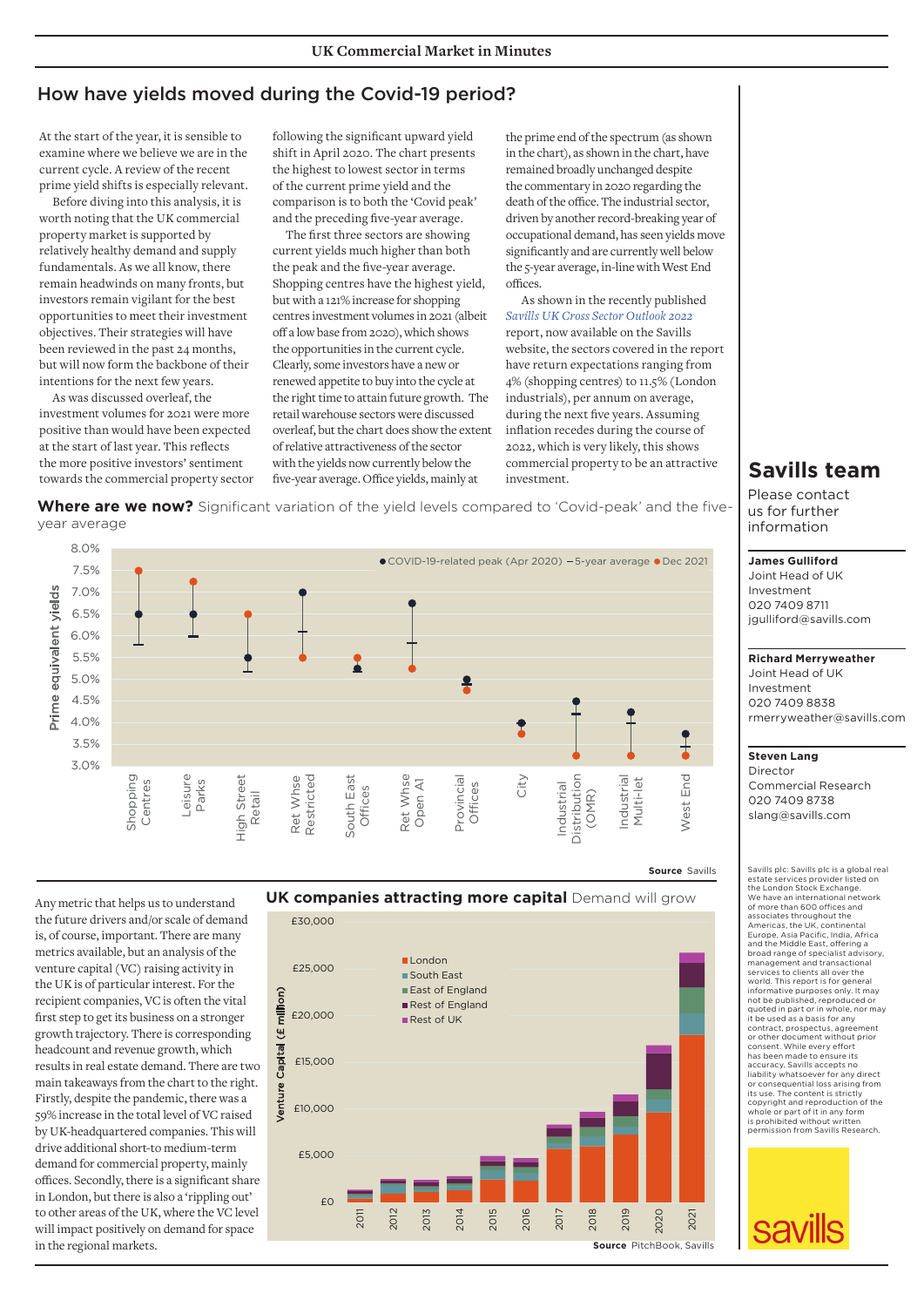## How have yields moved during the Covid-19 period?

At the start of the year, it is sensible to examine where we believe we are in the current cycle. A review of the recent prime yield shifts is especially relevant.

Before diving into this analysis, it is worth noting that the UK commercial property market is supported by relatively healthy demand and supply fundamentals. As we all know, there remain headwinds on many fronts, but investors remain vigilant for the best opportunities to meet their investment objectives. Their strategies will have been reviewed in the past 24 months, but will now form the backbone of their intentions for the next few years.

As was discussed overleaf, the investment volumes for 2021 were more positive than would have been expected at the start of last year. This reflects the more positive investors' sentiment towards the commercial property sector following the significant upward yield shift in April 2020. The chart presents the highest to lowest sector in terms of the current prime yield and the comparison is to both the 'Covid peak' and the preceding five-year average.

The first three sectors are showing current yields much higher than both the peak and the five-year average. Shopping centres have the highest yield, but with a 121% increase for shopping centres investment volumes in 2021 (albeit off a low base from 2020), which shows the opportunities in the current cycle. Clearly, some investors have a new or renewed appetite to buy into the cycle at the right time to attain future growth. The retail warehouse sectors were discussed overleaf, but the chart does show the extent of relative attractiveness of the sector with the yields now currently below the five-year average. Office yields, mainly at the prime end of the spectrum (as shown in the chart), as shown in the chart, have remained broadly unchanged despite the commentary in 2020 regarding the death of the office. The industrial sector, driven by another record-breaking year of occupational demand, has seen yields move significantly and are currently well below the 5-year average, in-line with West End offices.

As shown in the recently published *Savills UK Cross Sector Outlook 2022* report, now available on the Savills website, the sectors covered in the report have return expectations ranging from 4% (shopping centres) to 11.5% (London industrials), per annum on average, during the next five years. Assuming inflation recedes during the course of 2022, which is very likely, this shows commercial property to be an attractive investment.

**Where are we now?** Significant variation of the yield levels compared to 'Covid-peak' and the five-year average

● COVID-19-related peak (Apr 2020) – 5-year average ● Dec 2021

Prime equivalent yields

8.0%
7.5%
7.0%
6.5%
6.0%
5.5%
5.0%
4.5%
4.0%
3.5%
3.0%

Shopping Centres
Leisure Parks
High Street Retail
Ret Whse Restricted
South East Offices
Ret Whse Open A1
Provincial Offices
City
Industrial Distribution (OMR)
Industrial Multi-let
West End

**Source** Savills

Any metric that helps us to understand the future drivers and/or scale of demand is, of course, important. There are many metrics available, but an analysis of the venture capital (VC) raising activity in the UK is of particular interest. For the recipient companies, VC is often the vital first step to get its business on a stronger growth trajectory. There is corresponding headcount and revenue growth, which results in real estate demand. There are two main takeaways from the chart to the right. Firstly, despite the pandemic, there was a 59% increase in the total level of VC raised by UK-headquartered companies. This will drive additional short-to medium-term demand for commercial property, mainly offices. Secondly, there is a significant share in London, but there is also a 'rippling out' to other areas of the UK, where the VC level will impact positively on demand for space in the regional markets.

**UK companies attracting more capital** Demand will grow

London
South East
East of England
Rest of England
Rest of UK

Venture Capital (£ million)

£30,000
£25,000
£20,000
£15,000
£10,000
£5,000
£0

2011
2012
2013
2014
2015
2016
2017
2018
2019
2020
2021

**Source** PitchBook, Savills

## Savills team

Please contact us for further information

**James Gulliford**
Joint Head of UK Investment
020 7409 8711
jgulliford@savills.com

**Richard Merryweather**
Joint Head of UK Investment
020 7409 8838
rmerryweather@savills.com

**Steven Lang**
Director
Commercial Research
020 7409 8738
slang@savills.com

Savills plc: Savills plc is a global real estate services provider listed on the London Stock Exchange. We have an international network of more than 600 offices and associates throughout the Americas, the UK, continental Europe, Asia Pacific, India, Africa and the Middle East, offering a broad range of specialist advisory, management and transactional services to clients all over the world. This report is for general informative purposes only. It may not be published, reproduced or quoted in part or in whole, nor may it be used as a basis for any contract, prospectus, agreement or other document without prior consent. While every effort has been made to ensure its accuracy, Savills accepts no liability whatsoever for any direct or consequential loss arising from its use. The content is strictly copyright and reproduction of the whole or part of it in any form is prohibited without written permission from Savills Research.

savills